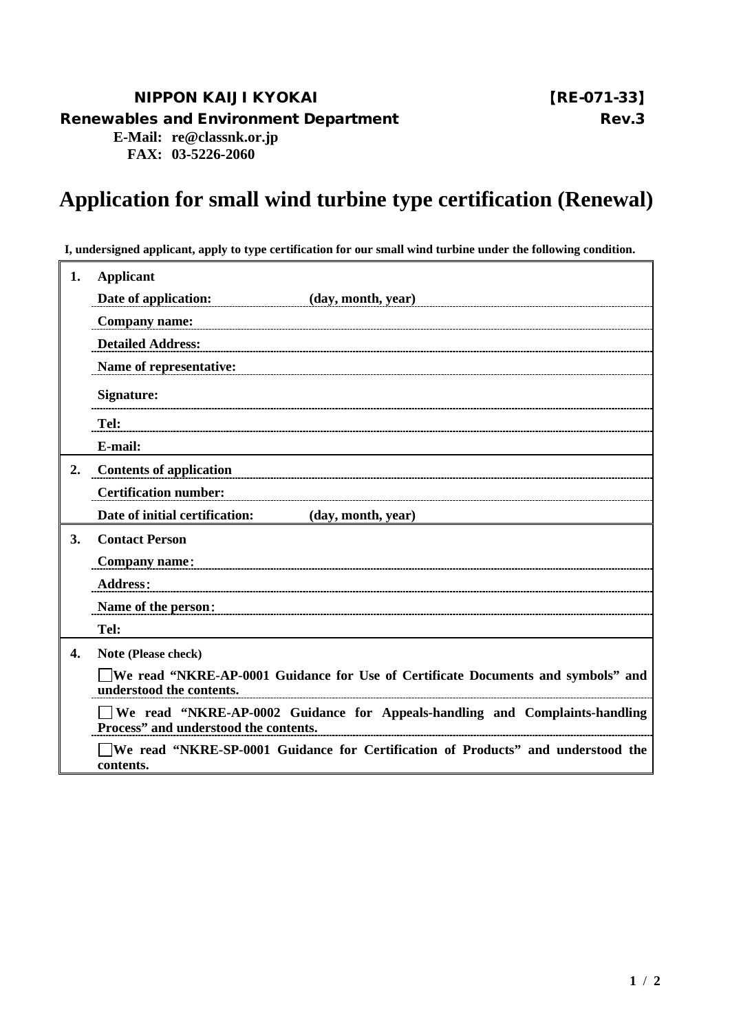**NIPPON KAIJI KYOKAI** 【RE-071-33】

**Renewables and Environment Department** **Rev.3**

**E-Mail: re@classnk.or.jp**

**FAX: 03-5226-2060**

# Application for small wind turbine type certification (Renewal)

**I, undersigned applicant, apply to type certification for our small wind turbine under the following condition.**

| | |
|---|---|
| **1.** | **Applicant** |
| | **Date of application:** (day, month, year) |
| | **Company name:** |
| | **Detailed Address:** |
| | **Name of representative:** |
| | **Signature:** |
| | **Tel:** |
| | **E-mail:** |
| **2.** | **Contents of application** |
| | **Certification number:** |
| | **Date of initial certification:** (day, month, year) |
| **3.** | **Contact Person** |
| | **Company name:** |
| | **Address:** |
| | **Name of the person:** |
| | **Tel:** |
| **4.** | **Note** (Please check) |
| | ☐ **We read "NKRE-AP-0001 Guidance for Use of Certificate Documents and symbols" and understood the contents.** |
| | ☐ **We read "NKRE-AP-0002 Guidance for Appeals-handling and Complaints-handling Process" and understood the contents.** |
| | ☐ **We read "NKRE-SP-0001 Guidance for Certification of Products" and understood the contents.** |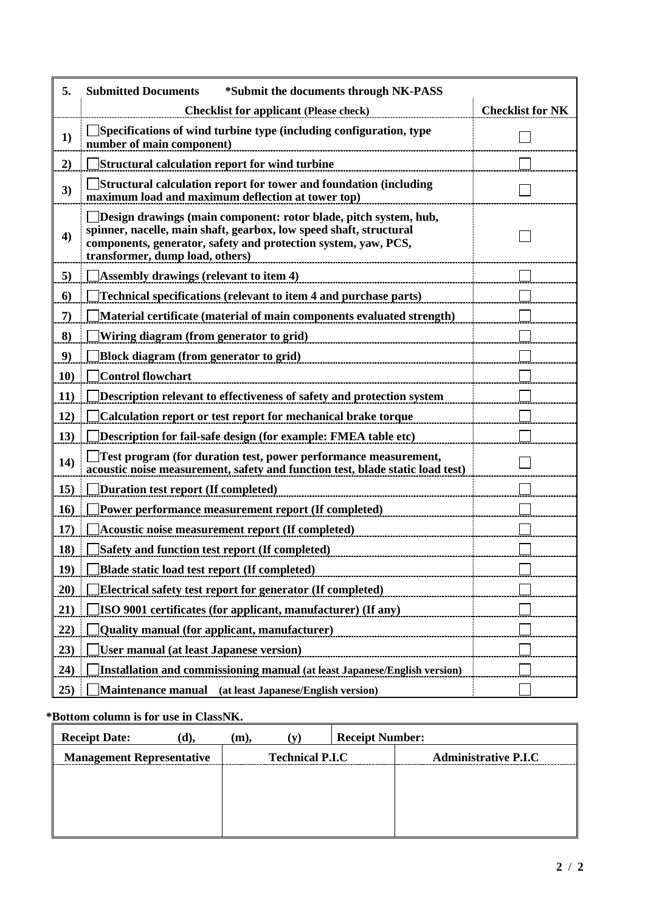| 5. | **Submitted Documents** **\*Submit the documents through NK-PASS** | |
|---|---|---|
| | **Checklist for applicant (Please check)** | **Checklist for NK** |
| **1)** | ☐ **Specifications of wind turbine type (including configuration, type number of main component)** | ☐ |
| **2)** | ☐ **Structural calculation report for wind turbine** | ☐ |
| **3)** | ☐ **Structural calculation report for tower and foundation (including maximum load and maximum deflection at tower top)** | ☐ |
| **4)** | ☐ **Design drawings (main component: rotor blade, pitch system, hub, spinner, nacelle, main shaft, gearbox, low speed shaft, structural components, generator, safety and protection system, yaw, PCS, transformer, dump load, others)** | ☐ |
| **5)** | ☐ **Assembly drawings (relevant to item 4)** | ☐ |
| **6)** | ☐ **Technical specifications (relevant to item 4 and purchase parts)** | ☐ |
| **7)** | ☐ **Material certificate (material of main components evaluated strength)** | ☐ |
| **8)** | ☐ **Wiring diagram (from generator to grid)** | ☐ |
| **9)** | ☐ **Block diagram (from generator to grid)** | ☐ |
| **10)** | ☐ **Control flowchart** | ☐ |
| **11)** | ☐ **Description relevant to effectiveness of safety and protection system** | ☐ |
| **12)** | ☐ **Calculation report or test report for mechanical brake torque** | ☐ |
| **13)** | ☐ **Description for fail-safe design (for example: FMEA table etc)** | ☐ |
| **14)** | ☐ **Test program (for duration test, power performance measurement, acoustic noise measurement, safety and function test, blade static load test)** | ☐ |
| **15)** | ☐ **Duration test report (If completed)** | ☐ |
| **16)** | ☐ **Power performance measurement report (If completed)** | ☐ |
| **17)** | ☐ **Acoustic noise measurement report (If completed)** | ☐ |
| **18)** | ☐ **Safety and function test report (If completed)** | ☐ |
| **19)** | ☐ **Blade static load test report (If completed)** | ☐ |
| **20)** | ☐ **Electrical safety test report for generator (If completed)** | ☐ |
| **21)** | ☐ **ISO 9001 certificates (for applicant, manufacturer) (If any)** | ☐ |
| **22)** | ☐ **Quality manual (for applicant, manufacturer)** | ☐ |
| **23)** | ☐ **User manual (at least Japanese version)** | ☐ |
| **24)** | ☐ **Installation and commissioning manual (at least Japanese/English version)** | ☐ |
| **25)** | ☐ **Maintenance manual (at least Japanese/English version)** | ☐ |

**\*Bottom column is for use in ClassNK.**

| **Receipt Date: (d), (m), (y)** | **Receipt Number:** | |
|---|---|---|
| **Management Representative** | **Technical P.I.C** | **Administrative P.I.C** |
| | | |